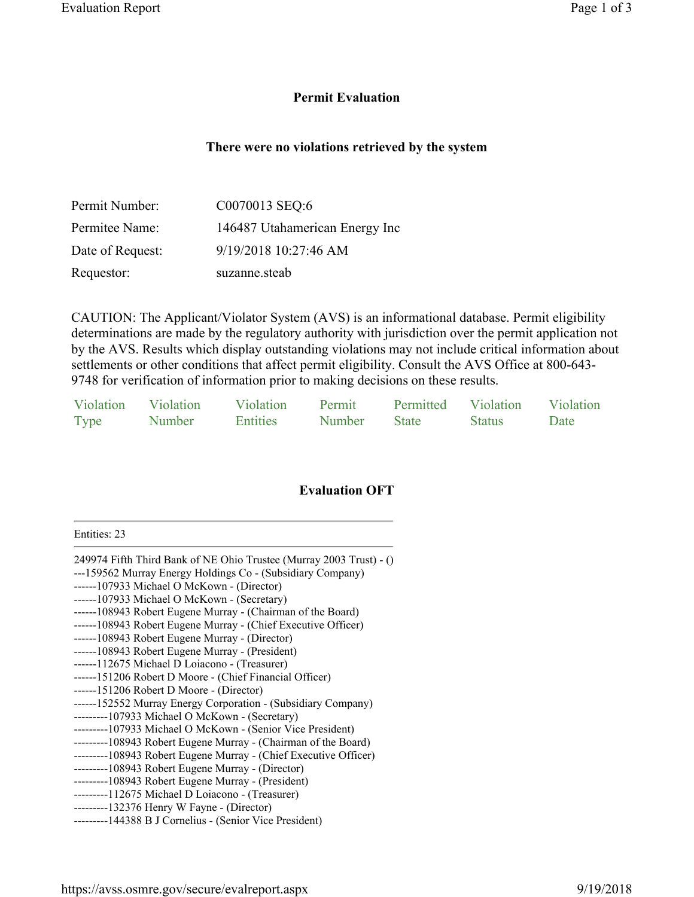## Permit Evaluation

### There were no violations retrieved by the system

| | |
|---|---|
| Permit Number: | C0070013 SEQ:6 |
| Permitee Name: | 146487 Utahamerican Energy Inc |
| Date of Request: | 9/19/2018 10:27:46 AM |
| Requestor: | suzanne.steab |

CAUTION: The Applicant/Violator System (AVS) is an informational database. Permit eligibility determinations are made by the regulatory authority with jurisdiction over the permit application not by the AVS. Results which display outstanding violations may not include critical information about settlements or other conditions that affect permit eligibility. Consult the AVS Office at 800-643-9748 for verification of information prior to making decisions on these results.

| Violation Type | Violation Number | Violation Entities | Permit Number | Permitted State | Violation Status | Violation Date |
|---|---|---|---|---|---|---|

## Evaluation OFT

Entities: 23

249974 Fifth Third Bank of NE Ohio Trustee (Murray 2003 Trust) - ()
---159562 Murray Energy Holdings Co - (Subsidiary Company)
------107933 Michael O McKown - (Director)
------107933 Michael O McKown - (Secretary)
------108943 Robert Eugene Murray - (Chairman of the Board)
------108943 Robert Eugene Murray - (Chief Executive Officer)
------108943 Robert Eugene Murray - (Director)
------108943 Robert Eugene Murray - (President)
------112675 Michael D Loiacono - (Treasurer)
------151206 Robert D Moore - (Chief Financial Officer)
------151206 Robert D Moore - (Director)
------152552 Murray Energy Corporation - (Subsidiary Company)
---------107933 Michael O McKown - (Secretary)
---------107933 Michael O McKown - (Senior Vice President)
---------108943 Robert Eugene Murray - (Chairman of the Board)
---------108943 Robert Eugene Murray - (Chief Executive Officer)
---------108943 Robert Eugene Murray - (Director)
---------108943 Robert Eugene Murray - (President)
---------112675 Michael D Loiacono - (Treasurer)
---------132376 Henry W Fayne - (Director)
---------144388 B J Cornelius - (Senior Vice President)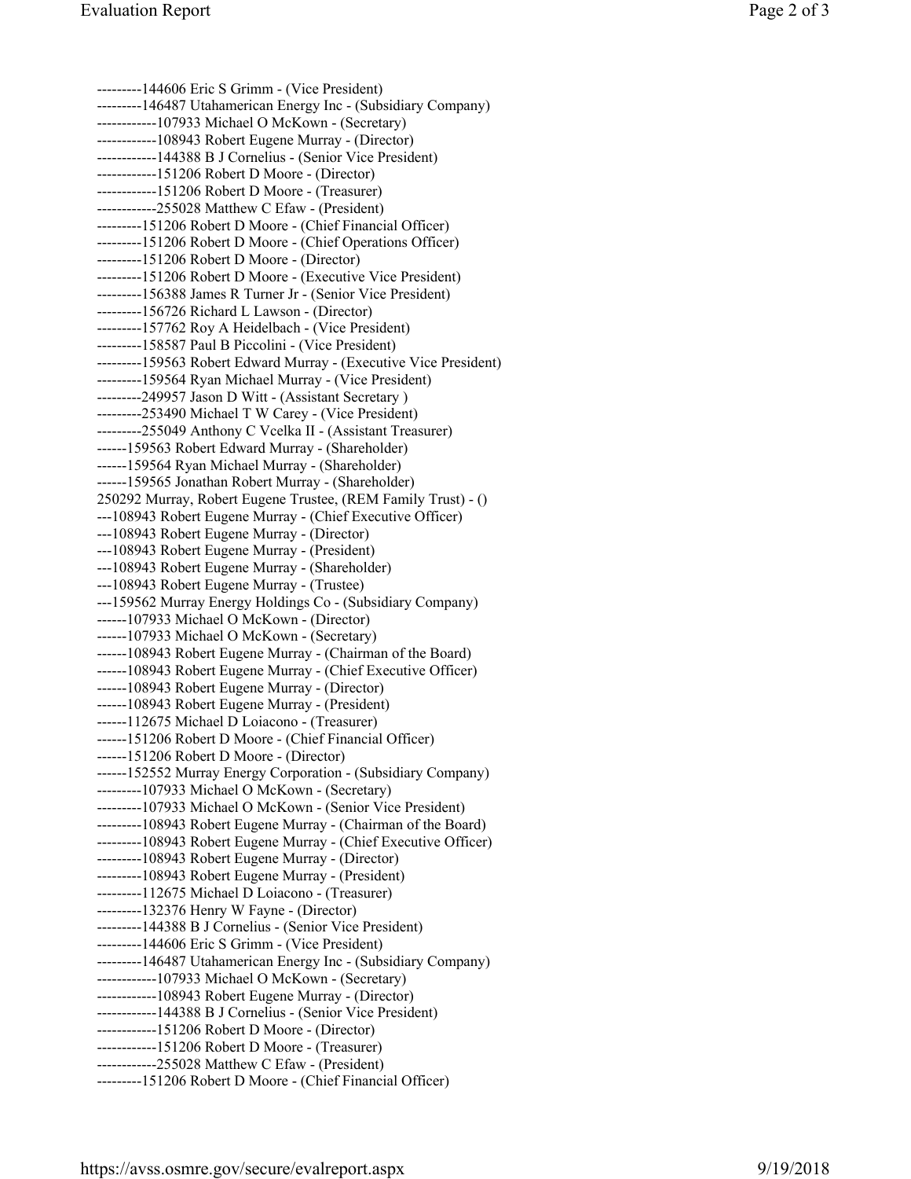---------144606 Eric S Grimm - (Vice President)
---------146487 Utahamerican Energy Inc - (Subsidiary Company)
------------107933 Michael O McKown - (Secretary)
------------108943 Robert Eugene Murray - (Director)
------------144388 B J Cornelius - (Senior Vice President)
------------151206 Robert D Moore - (Director)
------------151206 Robert D Moore - (Treasurer)
------------255028 Matthew C Efaw - (President)
---------151206 Robert D Moore - (Chief Financial Officer)
---------151206 Robert D Moore - (Chief Operations Officer)
---------151206 Robert D Moore - (Director)
---------151206 Robert D Moore - (Executive Vice President)
---------156388 James R Turner Jr - (Senior Vice President)
---------156726 Richard L Lawson - (Director)
---------157762 Roy A Heidelbach - (Vice President)
---------158587 Paul B Piccolini - (Vice President)
---------159563 Robert Edward Murray - (Executive Vice President)
---------159564 Ryan Michael Murray - (Vice President)
---------249957 Jason D Witt - (Assistant Secretary )
---------253490 Michael T W Carey - (Vice President)
---------255049 Anthony C Vcelka II - (Assistant Treasurer)
------159563 Robert Edward Murray - (Shareholder)
------159564 Ryan Michael Murray - (Shareholder)
------159565 Jonathan Robert Murray - (Shareholder)
250292 Murray, Robert Eugene Trustee, (REM Family Trust) - ()
---108943 Robert Eugene Murray - (Chief Executive Officer)
---108943 Robert Eugene Murray - (Director)
---108943 Robert Eugene Murray - (President)
---108943 Robert Eugene Murray - (Shareholder)
---108943 Robert Eugene Murray - (Trustee)
---159562 Murray Energy Holdings Co - (Subsidiary Company)
------107933 Michael O McKown - (Director)
------107933 Michael O McKown - (Secretary)
------108943 Robert Eugene Murray - (Chairman of the Board)
------108943 Robert Eugene Murray - (Chief Executive Officer)
------108943 Robert Eugene Murray - (Director)
------108943 Robert Eugene Murray - (President)
------112675 Michael D Loiacono - (Treasurer)
------151206 Robert D Moore - (Chief Financial Officer)
------151206 Robert D Moore - (Director)
------152552 Murray Energy Corporation - (Subsidiary Company)
---------107933 Michael O McKown - (Secretary)
---------107933 Michael O McKown - (Senior Vice President)
---------108943 Robert Eugene Murray - (Chairman of the Board)
---------108943 Robert Eugene Murray - (Chief Executive Officer)
---------108943 Robert Eugene Murray - (Director)
---------108943 Robert Eugene Murray - (President)
---------112675 Michael D Loiacono - (Treasurer)
---------132376 Henry W Fayne - (Director)
---------144388 B J Cornelius - (Senior Vice President)
---------144606 Eric S Grimm - (Vice President)
---------146487 Utahamerican Energy Inc - (Subsidiary Company)
------------107933 Michael O McKown - (Secretary)
------------108943 Robert Eugene Murray - (Director)
------------144388 B J Cornelius - (Senior Vice President)
------------151206 Robert D Moore - (Director)
------------151206 Robert D Moore - (Treasurer)
------------255028 Matthew C Efaw - (President)
---------151206 Robert D Moore - (Chief Financial Officer)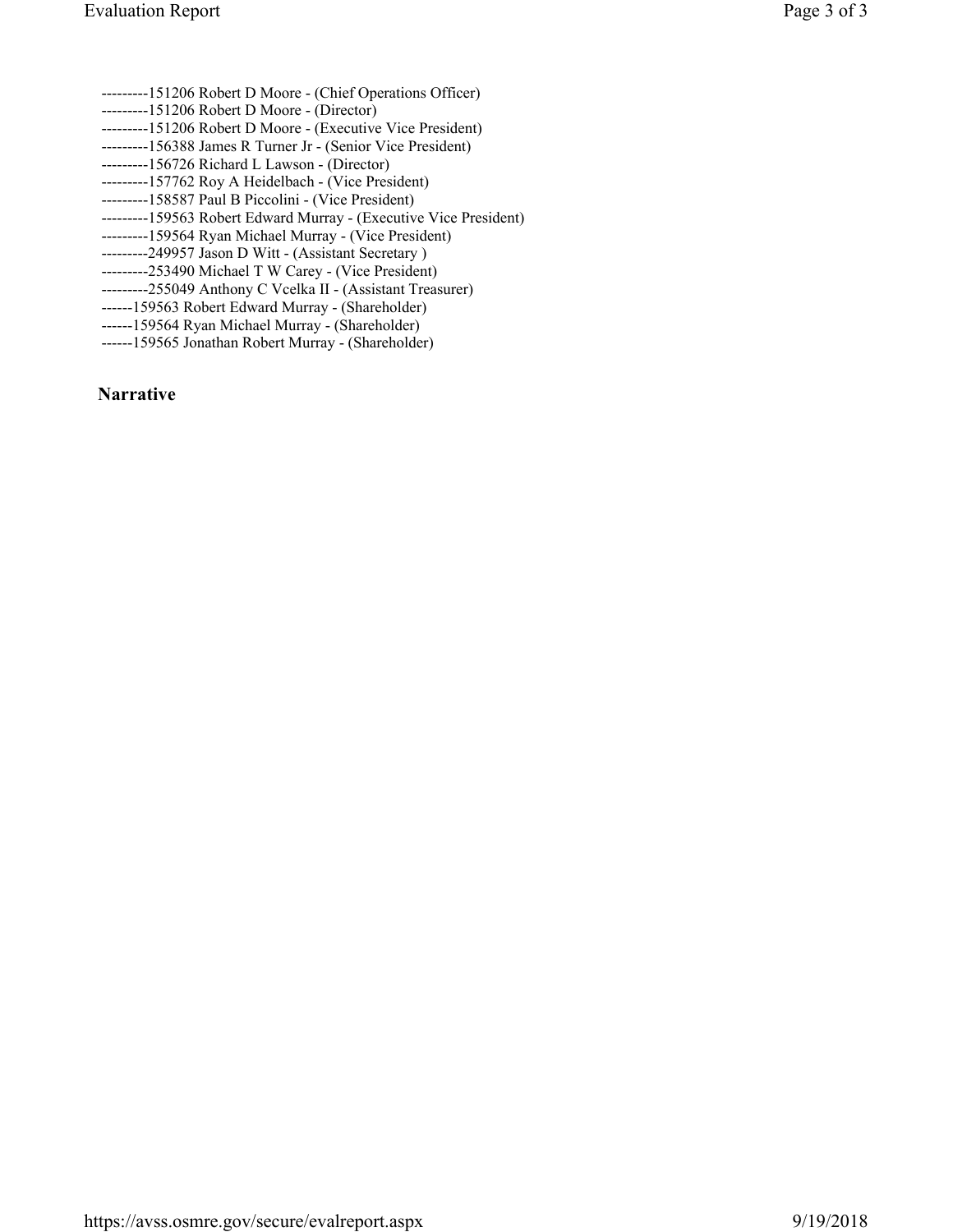---------151206 Robert D Moore - (Chief Operations Officer)
---------151206 Robert D Moore - (Director)
---------151206 Robert D Moore - (Executive Vice President)
---------156388 James R Turner Jr - (Senior Vice President)
---------156726 Richard L Lawson - (Director)
---------157762 Roy A Heidelbach - (Vice President)
---------158587 Paul B Piccolini - (Vice President)
---------159563 Robert Edward Murray - (Executive Vice President)
---------159564 Ryan Michael Murray - (Vice President)
---------249957 Jason D Witt - (Assistant Secretary )
---------253490 Michael T W Carey - (Vice President)
---------255049 Anthony C Vcelka II - (Assistant Treasurer)
------159563 Robert Edward Murray - (Shareholder)
------159564 Ryan Michael Murray - (Shareholder)
------159565 Jonathan Robert Murray - (Shareholder)

## Narrative